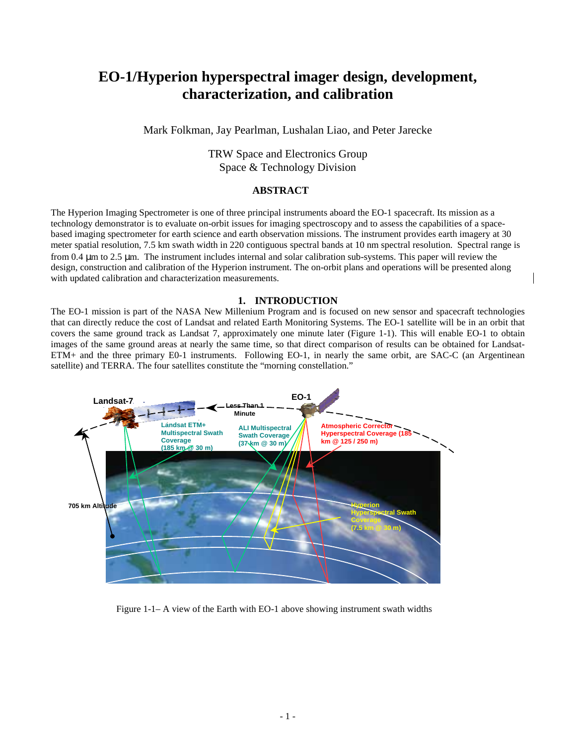# EO-1/Hyperion hyperspectral imager design, development, characterization, and calibration

Mark Folkman, Jay Pearlman, Lushalan Liao, and Peter Jarecke

TRW Space and Electronics Group
Space & Technology Division

## ABSTRACT

The Hyperion Imaging Spectrometer is one of three principal instruments aboard the EO-1 spacecraft. Its mission as a technology demonstrator is to evaluate on-orbit issues for imaging spectroscopy and to assess the capabilities of a space-based imaging spectrometer for earth science and earth observation missions. The instrument provides earth imagery at 30 meter spatial resolution, 7.5 km swath width in 220 contiguous spectral bands at 10 nm spectral resolution. Spectral range is from 0.4 μm to 2.5 μm. The instrument includes internal and solar calibration sub-systems. This paper will review the design, construction and calibration of the Hyperion instrument. The on-orbit plans and operations will be presented along with updated calibration and characterization measurements.

## 1. INTRODUCTION

The EO-1 mission is part of the NASA New Millenium Program and is focused on new sensor and spacecraft technologies that can directly reduce the cost of Landsat and related Earth Monitoring Systems. The EO-1 satellite will be in an orbit that covers the same ground track as Landsat 7, approximately one minute later (Figure 1-1). This will enable EO-1 to obtain images of the same ground areas at nearly the same time, so that direct comparison of results can be obtained for Landsat-ETM+ and the three primary E0-1 instruments. Following EO-1, in nearly the same orbit, are SAC-C (an Argentinean satellite) and TERRA. The four satellites constitute the "morning constellation."

Figure 1-1– A view of the Earth with EO-1 above showing instrument swath widths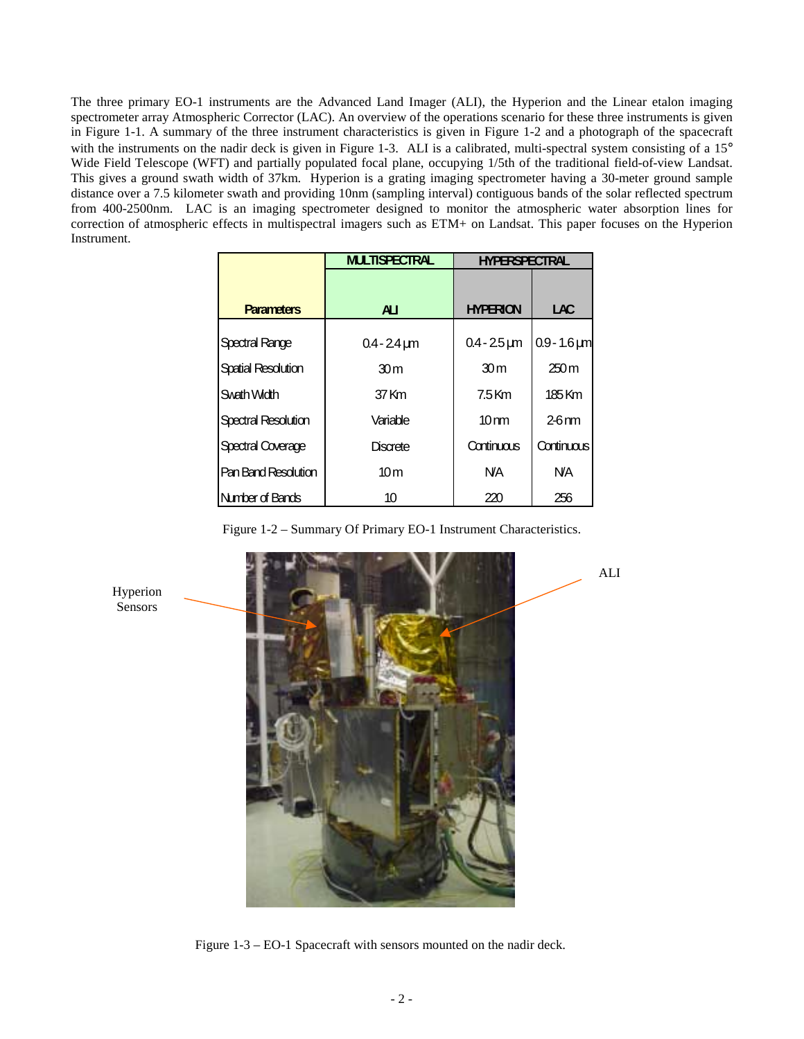The three primary EO-1 instruments are the Advanced Land Imager (ALI), the Hyperion and the Linear etalon imaging spectrometer array Atmospheric Corrector (LAC). An overview of the operations scenario for these three instruments is given in Figure 1-1. A summary of the three instrument characteristics is given in Figure 1-2 and a photograph of the spacecraft with the instruments on the nadir deck is given in Figure 1-3. ALI is a calibrated, multi-spectral system consisting of a 15° Wide Field Telescope (WFT) and partially populated focal plane, occupying 1/5th of the traditional field-of-view Landsat. This gives a ground swath width of 37km. Hyperion is a grating imaging spectrometer having a 30-meter ground sample distance over a 7.5 kilometer swath and providing 10nm (sampling interval) contiguous bands of the solar reflected spectrum from 400-2500nm. LAC is an imaging spectrometer designed to monitor the atmospheric water absorption lines for correction of atmospheric effects in multispectral imagers such as ETM+ on Landsat. This paper focuses on the Hyperion Instrument.

| | MULTISPECTRAL | HYPERSPECTRAL | |
|---|---|---|---|
| Parameters | ALI | HYPERION | LAC |
| Spectral Range | 0.4 - 2.4 µm | 0.4 - 2.5 µm | 0.9 - 1.6 µm |
| Spatial Resolution | 30 m | 30 m | 250 m |
| Swath Width | 37 Km | 7.5 Km | 185 Km |
| Spectral Resolution | Variable | 10 nm | 2-6 nm |
| Spectral Coverage | Discrete | Continuous | Continuous |
| Pan Band Resolution | 10 m | N/A | N/A |
| Number of Bands | 10 | 220 | 256 |

Figure 1-2 – Summary Of Primary EO-1 Instrument Characteristics.

Hyperion Sensors

ALI

Figure 1-3 – EO-1 Spacecraft with sensors mounted on the nadir deck.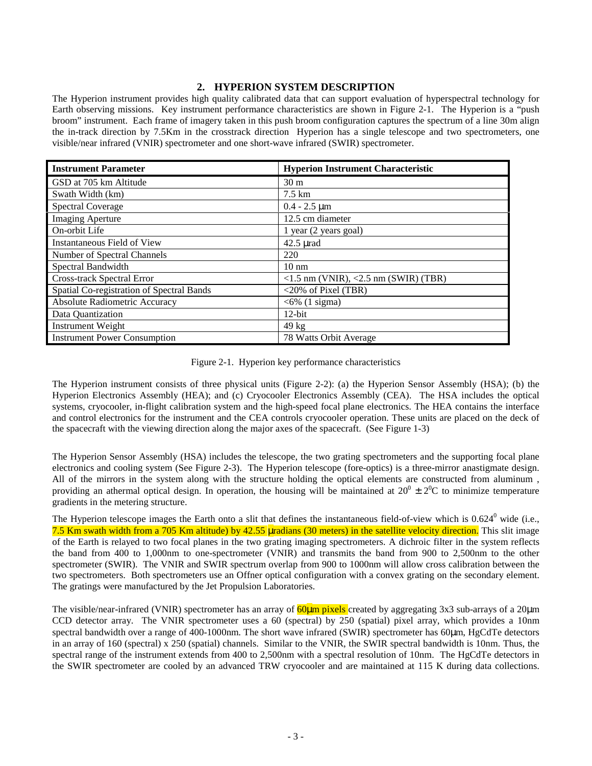## 2. HYPERION SYSTEM DESCRIPTION

The Hyperion instrument provides high quality calibrated data that can support evaluation of hyperspectral technology for Earth observing missions. Key instrument performance characteristics are shown in Figure 2-1. The Hyperion is a "push broom" instrument. Each frame of imagery taken in this push broom configuration captures the spectrum of a line 30m align the in-track direction by 7.5Km in the crosstrack direction Hyperion has a single telescope and two spectrometers, one visible/near infrared (VNIR) spectrometer and one short-wave infrared (SWIR) spectrometer.

| Instrument Parameter | Hyperion Instrument Characteristic |
| --- | --- |
| GSD at 705 km Altitude | 30 m |
| Swath Width (km) | 7.5 km |
| Spectral Coverage | 0.4 - 2.5 µm |
| Imaging Aperture | 12.5 cm diameter |
| On-orbit Life | 1 year (2 years goal) |
| Instantaneous Field of View | 42.5 µrad |
| Number of Spectral Channels | 220 |
| Spectral Bandwidth | 10 nm |
| Cross-track Spectral Error | <1.5 nm (VNIR), <2.5 nm (SWIR) (TBR) |
| Spatial Co-registration of Spectral Bands | <20% of Pixel (TBR) |
| Absolute Radiometric Accuracy | <6% (1 sigma) |
| Data Quantization | 12-bit |
| Instrument Weight | 49 kg |
| Instrument Power Consumption | 78 Watts Orbit Average |

Figure 2-1. Hyperion key performance characteristics

The Hyperion instrument consists of three physical units (Figure 2-2): (a) the Hyperion Sensor Assembly (HSA); (b) the Hyperion Electronics Assembly (HEA); and (c) Cryocooler Electronics Assembly (CEA). The HSA includes the optical systems, cryocooler, in-flight calibration system and the high-speed focal plane electronics. The HEA contains the interface and control electronics for the instrument and the CEA controls cryocooler operation. These units are placed on the deck of the spacecraft with the viewing direction along the major axes of the spacecraft. (See Figure 1-3)

The Hyperion Sensor Assembly (HSA) includes the telescope, the two grating spectrometers and the supporting focal plane electronics and cooling system (See Figure 2-3). The Hyperion telescope (fore-optics) is a three-mirror anastigmate design. All of the mirrors in the system along with the structure holding the optical elements are constructed from aluminum , providing an athermal optical design. In operation, the housing will be maintained at $20^0 \pm 2^0$C to minimize temperature gradients in the metering structure.

The Hyperion telescope images the Earth onto a slit that defines the instantaneous field-of-view which is $0.624^0$ wide (i.e., 7.5 Km swath width from a 705 Km altitude) by 42.55 µradians (30 meters) in the satellite velocity direction. This slit image of the Earth is relayed to two focal planes in the two grating imaging spectrometers. A dichroic filter in the system reflects the band from 400 to 1,000nm to one-spectrometer (VNIR) and transmits the band from 900 to 2,500nm to the other spectrometer (SWIR). The VNIR and SWIR spectrum overlap from 900 to 1000nm will allow cross calibration between the two spectrometers. Both spectrometers use an Offner optical configuration with a convex grating on the secondary element. The gratings were manufactured by the Jet Propulsion Laboratories.

The visible/near-infrared (VNIR) spectrometer has an array of 60µm pixels created by aggregating 3x3 sub-arrays of a 20µm CCD detector array. The VNIR spectrometer uses a 60 (spectral) by 250 (spatial) pixel array, which provides a 10nm spectral bandwidth over a range of 400-1000nm. The short wave infrared (SWIR) spectrometer has 60µm, HgCdTe detectors in an array of 160 (spectral) x 250 (spatial) channels. Similar to the VNIR, the SWIR spectral bandwidth is 10nm. Thus, the spectral range of the instrument extends from 400 to 2,500nm with a spectral resolution of 10nm. The HgCdTe detectors in the SWIR spectrometer are cooled by an advanced TRW cryocooler and are maintained at 115 K during data collections.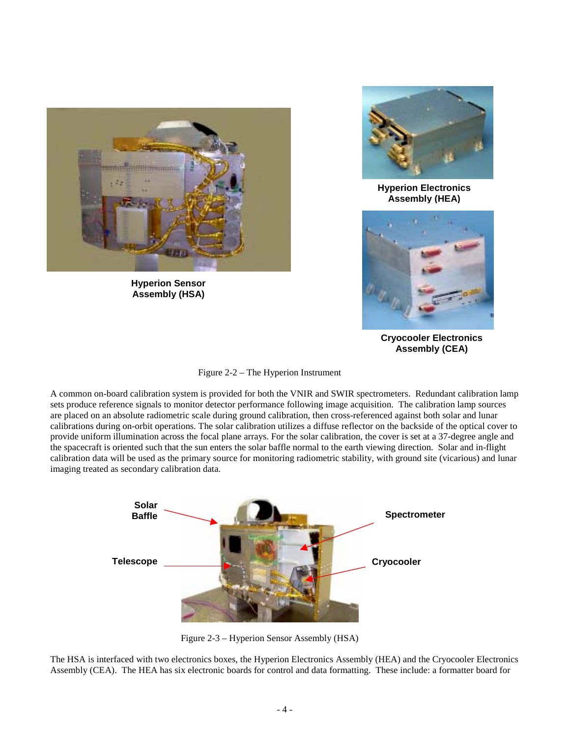Hyperion Sensor Assembly (HSA)

Hyperion Electronics Assembly (HEA)

Cryocooler Electronics Assembly (CEA)

Figure 2-2 – The Hyperion Instrument

A common on-board calibration system is provided for both the VNIR and SWIR spectrometers. Redundant calibration lamp sets produce reference signals to monitor detector performance following image acquisition. The calibration lamp sources are placed on an absolute radiometric scale during ground calibration, then cross-referenced against both solar and lunar calibrations during on-orbit operations. The solar calibration utilizes a diffuse reflector on the backside of the optical cover to provide uniform illumination across the focal plane arrays. For the solar calibration, the cover is set at a 37-degree angle and the spacecraft is oriented such that the sun enters the solar baffle normal to the earth viewing direction. Solar and in-flight calibration data will be used as the primary source for monitoring radiometric stability, with ground site (vicarious) and lunar imaging treated as secondary calibration data.

Solar Baffle

Telescope

Spectrometer

Cryocooler

Figure 2-3 – Hyperion Sensor Assembly (HSA)

The HSA is interfaced with two electronics boxes, the Hyperion Electronics Assembly (HEA) and the Cryocooler Electronics Assembly (CEA). The HEA has six electronic boards for control and data formatting. These include: a formatter board for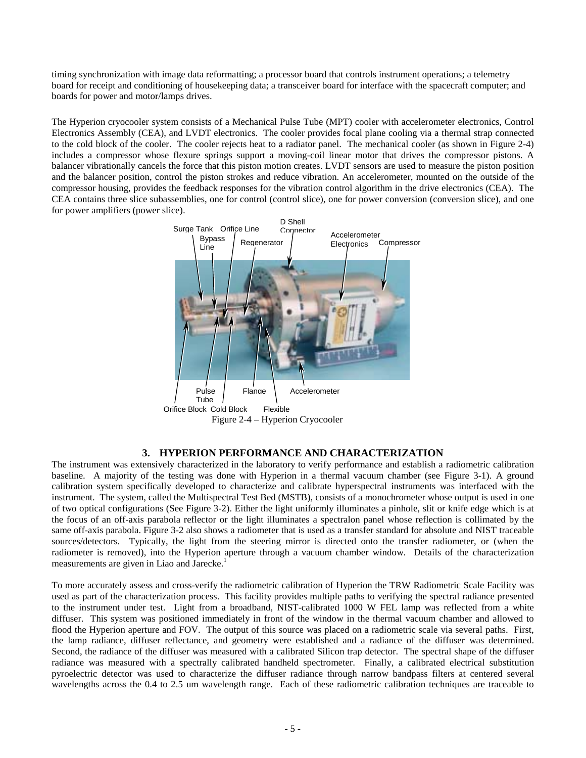timing synchronization with image data reformatting; a processor board that controls instrument operations; a telemetry board for receipt and conditioning of housekeeping data; a transceiver board for interface with the spacecraft computer; and boards for power and motor/lamps drives.

The Hyperion cryocooler system consists of a Mechanical Pulse Tube (MPT) cooler with accelerometer electronics, Control Electronics Assembly (CEA), and LVDT electronics. The cooler provides focal plane cooling via a thermal strap connected to the cold block of the cooler. The cooler rejects heat to a radiator panel. The mechanical cooler (as shown in Figure 2-4) includes a compressor whose flexure springs support a moving-coil linear motor that drives the compressor pistons. A balancer vibrationally cancels the force that this piston motion creates. LVDT sensors are used to measure the piston position and the balancer position, control the piston strokes and reduce vibration. An accelerometer, mounted on the outside of the compressor housing, provides the feedback responses for the vibration control algorithm in the drive electronics (CEA). The CEA contains three slice subassemblies, one for control (control slice), one for power conversion (conversion slice), and one for power amplifiers (power slice).

Figure 2-4 – Hyperion Cryocooler

## 3. HYPERION PERFORMANCE AND CHARACTERIZATION

The instrument was extensively characterized in the laboratory to verify performance and establish a radiometric calibration baseline. A majority of the testing was done with Hyperion in a thermal vacuum chamber (see Figure 3-1). A ground calibration system specifically developed to characterize and calibrate hyperspectral instruments was interfaced with the instrument. The system, called the Multispectral Test Bed (MSTB), consists of a monochrometer whose output is used in one of two optical configurations (See Figure 3-2). Either the light uniformly illuminates a pinhole, slit or knife edge which is at the focus of an off-axis parabola reflector or the light illuminates a spectralon panel whose reflection is collimated by the same off-axis parabola. Figure 3-2 also shows a radiometer that is used as a transfer standard for absolute and NIST traceable sources/detectors. Typically, the light from the steering mirror is directed onto the transfer radiometer, or (when the radiometer is removed), into the Hyperion aperture through a vacuum chamber window. Details of the characterization measurements are given in Liao and Jarecke.[1]

To more accurately assess and cross-verify the radiometric calibration of Hyperion the TRW Radiometric Scale Facility was used as part of the characterization process. This facility provides multiple paths to verifying the spectral radiance presented to the instrument under test. Light from a broadband, NIST-calibrated 1000 W FEL lamp was reflected from a white diffuser. This system was positioned immediately in front of the window in the thermal vacuum chamber and allowed to flood the Hyperion aperture and FOV. The output of this source was placed on a radiometric scale via several paths. First, the lamp radiance, diffuser reflectance, and geometry were established and a radiance of the diffuser was determined. Second, the radiance of the diffuser was measured with a calibrated Silicon trap detector. The spectral shape of the diffuser radiance was measured with a spectrally calibrated handheld spectrometer. Finally, a calibrated electrical substitution pyroelectric detector was used to characterize the diffuser radiance through narrow bandpass filters at centered several wavelengths across the 0.4 to 2.5 um wavelength range. Each of these radiometric calibration techniques are traceable to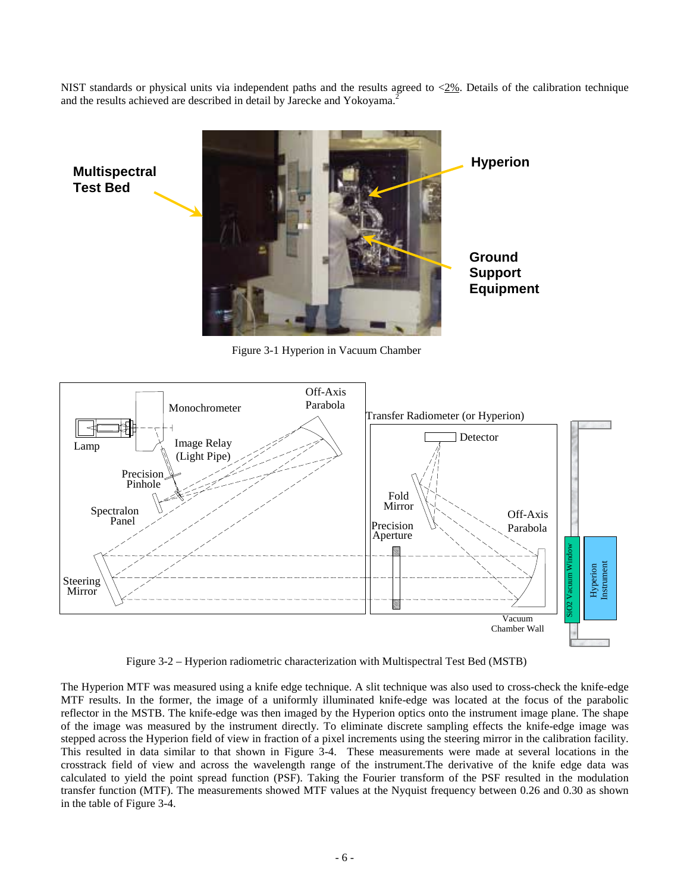NIST standards or physical units via independent paths and the results agreed to <2%. Details of the calibration technique and the results achieved are described in detail by Jarecke and Yokoyama.[2]

Figure 3-1 Hyperion in Vacuum Chamber

Figure 3-2 – Hyperion radiometric characterization with Multispectral Test Bed (MSTB)

The Hyperion MTF was measured using a knife edge technique. A slit technique was also used to cross-check the knife-edge MTF results. In the former, the image of a uniformly illuminated knife-edge was located at the focus of the parabolic reflector in the MSTB. The knife-edge was then imaged by the Hyperion optics onto the instrument image plane. The shape of the image was measured by the instrument directly. To eliminate discrete sampling effects the knife-edge image was stepped across the Hyperion field of view in fraction of a pixel increments using the steering mirror in the calibration facility. This resulted in data similar to that shown in Figure 3-4. These measurements were made at several locations in the crosstrack field of view and across the wavelength range of the instrument.The derivative of the knife edge data was calculated to yield the point spread function (PSF). Taking the Fourier transform of the PSF resulted in the modulation transfer function (MTF). The measurements showed MTF values at the Nyquist frequency between 0.26 and 0.30 as shown in the table of Figure 3-4.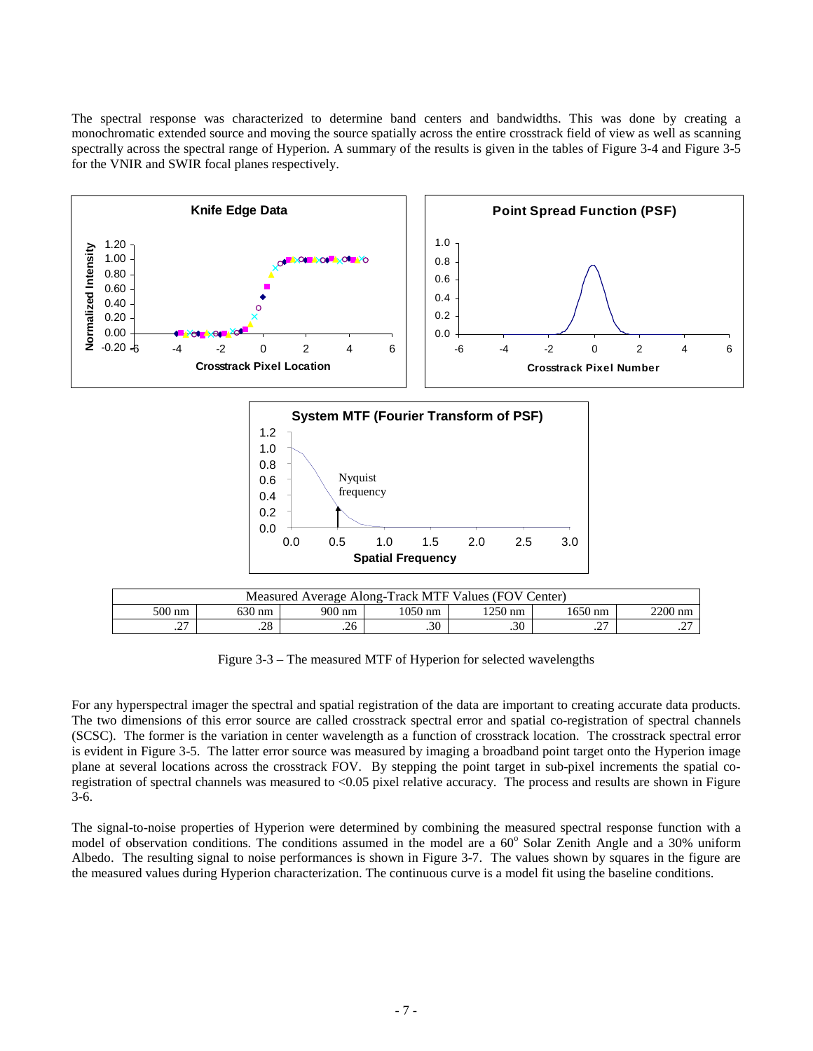The spectral response was characterized to determine band centers and bandwidths. This was done by creating a monochromatic extended source and moving the source spatially across the entire crosstrack field of view as well as scanning spectrally across the spectral range of Hyperion. A summary of the results is given in the tables of Figure 3-4 and Figure 3-5 for the VNIR and SWIR focal planes respectively.

| Measured Average Along-Track MTF Values (FOV Center) | | | | | | |
|---|---|---|---|---|---|---|
| 500 nm | 630 nm | 900 nm | 1050 nm | 1250 nm | 1650 nm | 2200 nm |
| .27 | .28 | .26 | .30 | .30 | .27 | .27 |

Figure 3-3 – The measured MTF of Hyperion for selected wavelengths

For any hyperspectral imager the spectral and spatial registration of the data are important to creating accurate data products. The two dimensions of this error source are called crosstrack spectral error and spatial co-registration of spectral channels (SCSC). The former is the variation in center wavelength as a function of crosstrack location. The crosstrack spectral error is evident in Figure 3-5. The latter error source was measured by imaging a broadband point target onto the Hyperion image plane at several locations across the crosstrack FOV. By stepping the point target in sub-pixel increments the spatial co-registration of spectral channels was measured to <0.05 pixel relative accuracy. The process and results are shown in Figure 3-6.

The signal-to-noise properties of Hyperion were determined by combining the measured spectral response function with a model of observation conditions. The conditions assumed in the model are a 60$^{o}$ Solar Zenith Angle and a 30% uniform Albedo. The resulting signal to noise performances is shown in Figure 3-7. The values shown by squares in the figure are the measured values during Hyperion characterization. The continuous curve is a model fit using the baseline conditions.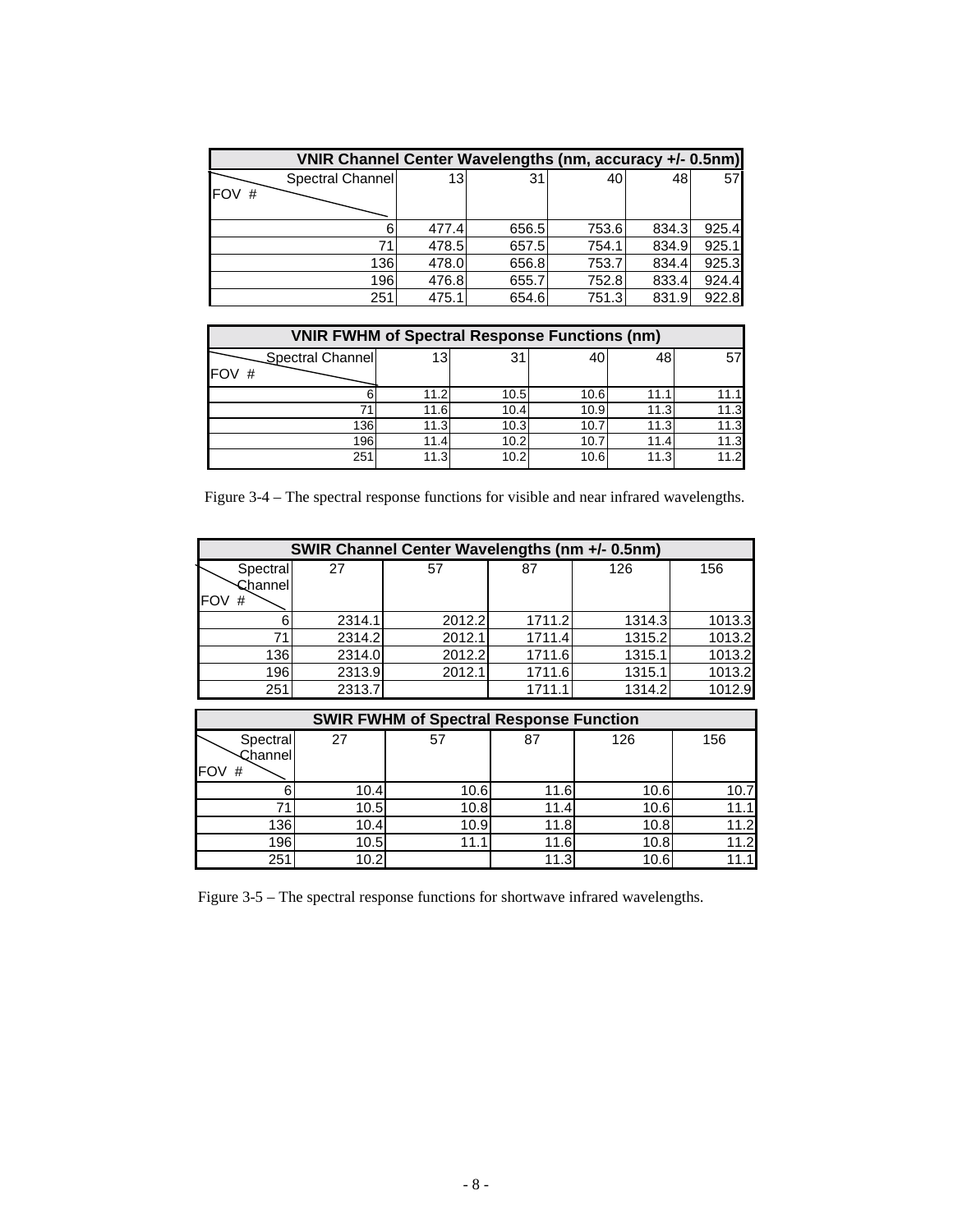| VNIR Channel Center Wavelengths (nm, accuracy +/- 0.5nm) | | | | | |
|---|---|---|---|---|---|
| Spectral Channel / FOV # | 13 | 31 | 40 | 48 | 57 |
| 6 | 477.4 | 656.5 | 753.6 | 834.3 | 925.4 |
| 71 | 478.5 | 657.5 | 754.1 | 834.9 | 925.1 |
| 136 | 478.0 | 656.8 | 753.7 | 834.4 | 925.3 |
| 196 | 476.8 | 655.7 | 752.8 | 833.4 | 924.4 |
| 251 | 475.1 | 654.6 | 751.3 | 831.9 | 922.8 |

| VNIR FWHM of Spectral Response Functions (nm) | | | | | |
|---|---|---|---|---|---|
| Spectral Channel / FOV # | 13 | 31 | 40 | 48 | 57 |
| 6 | 11.2 | 10.5 | 10.6 | 11.1 | 11.1 |
| 71 | 11.6 | 10.4 | 10.9 | 11.3 | 11.3 |
| 136 | 11.3 | 10.3 | 10.7 | 11.3 | 11.3 |
| 196 | 11.4 | 10.2 | 10.7 | 11.4 | 11.3 |
| 251 | 11.3 | 10.2 | 10.6 | 11.3 | 11.2 |

Figure 3-4 – The spectral response functions for visible and near infrared wavelengths.

| SWIR Channel Center Wavelengths (nm +/- 0.5nm) | | | | | |
|---|---|---|---|---|---|
| Spectral Channel / FOV # | 27 | 57 | 87 | 126 | 156 |
| 6 | 2314.1 | 2012.2 | 1711.2 | 1314.3 | 1013.3 |
| 71 | 2314.2 | 2012.1 | 1711.4 | 1315.2 | 1013.2 |
| 136 | 2314.0 | 2012.2 | 1711.6 | 1315.1 | 1013.2 |
| 196 | 2313.9 | 2012.1 | 1711.6 | 1315.1 | 1013.2 |
| 251 | 2313.7 | | 1711.1 | 1314.2 | 1012.9 |

| SWIR FWHM of Spectral Response Function | | | | | |
|---|---|---|---|---|---|
| Spectral Channel / FOV # | 27 | 57 | 87 | 126 | 156 |
| 6 | 10.4 | 10.6 | 11.6 | 10.6 | 10.7 |
| 71 | 10.5 | 10.8 | 11.4 | 10.6 | 11.1 |
| 136 | 10.4 | 10.9 | 11.8 | 10.8 | 11.2 |
| 196 | 10.5 | 11.1 | 11.6 | 10.8 | 11.2 |
| 251 | 10.2 | | 11.3 | 10.6 | 11.1 |

Figure 3-5 – The spectral response functions for shortwave infrared wavelengths.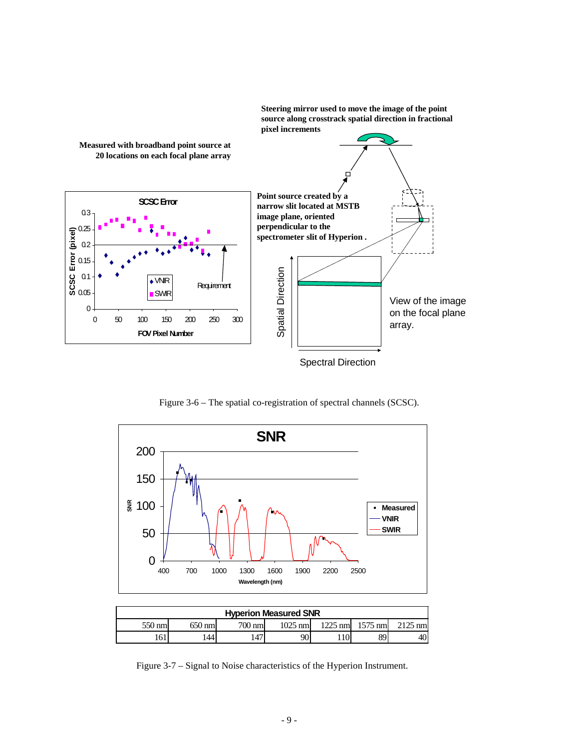Figure 3-6 – The spatial co-registration of spectral channels (SCSC).

Figure 3-7 – Signal to Noise characteristics of the Hyperion Instrument.

| Hyperion Measured SNR | | | | | | |
|---|---|---|---|---|---|---|
| 550 nm | 650 nm | 700 nm | 1025 nm | 1225 nm | 1575 nm | 2125 nm |
| 161 | 144 | 147 | 90 | 110 | 89 | 40 |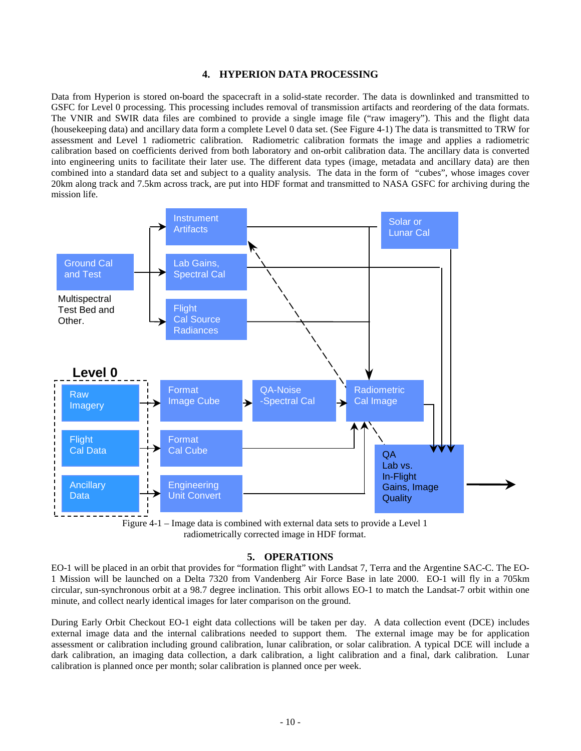## 4. HYPERION DATA PROCESSING

Data from Hyperion is stored on-board the spacecraft in a solid-state recorder. The data is downlinked and transmitted to GSFC for Level 0 processing. This processing includes removal of transmission artifacts and reordering of the data formats. The VNIR and SWIR data files are combined to provide a single image file ("raw imagery"). This and the flight data (housekeeping data) and ancillary data form a complete Level 0 data set. (See Figure 4-1) The data is transmitted to TRW for assessment and Level 1 radiometric calibration. Radiometric calibration formats the image and applies a radiometric calibration based on coefficients derived from both laboratory and on-orbit calibration data. The ancillary data is converted into engineering units to facilitate their later use. The different data types (image, metadata and ancillary data) are then combined into a standard data set and subject to a quality analysis. The data in the form of "cubes", whose images cover 20km along track and 7.5km across track, are put into HDF format and transmitted to NASA GSFC for archiving during the mission life.

Figure 4-1 – Image data is combined with external data sets to provide a Level 1 radiometrically corrected image in HDF format.

## 5. OPERATIONS

EO-1 will be placed in an orbit that provides for "formation flight" with Landsat 7, Terra and the Argentine SAC-C. The EO-1 Mission will be launched on a Delta 7320 from Vandenberg Air Force Base in late 2000. EO-1 will fly in a 705km circular, sun-synchronous orbit at a 98.7 degree inclination. This orbit allows EO-1 to match the Landsat-7 orbit within one minute, and collect nearly identical images for later comparison on the ground.

During Early Orbit Checkout EO-1 eight data collections will be taken per day. A data collection event (DCE) includes external image data and the internal calibrations needed to support them. The external image may be for application assessment or calibration including ground calibration, lunar calibration, or solar calibration. A typical DCE will include a dark calibration, an imaging data collection, a dark calibration, a light calibration and a final, dark calibration. Lunar calibration is planned once per month; solar calibration is planned once per week.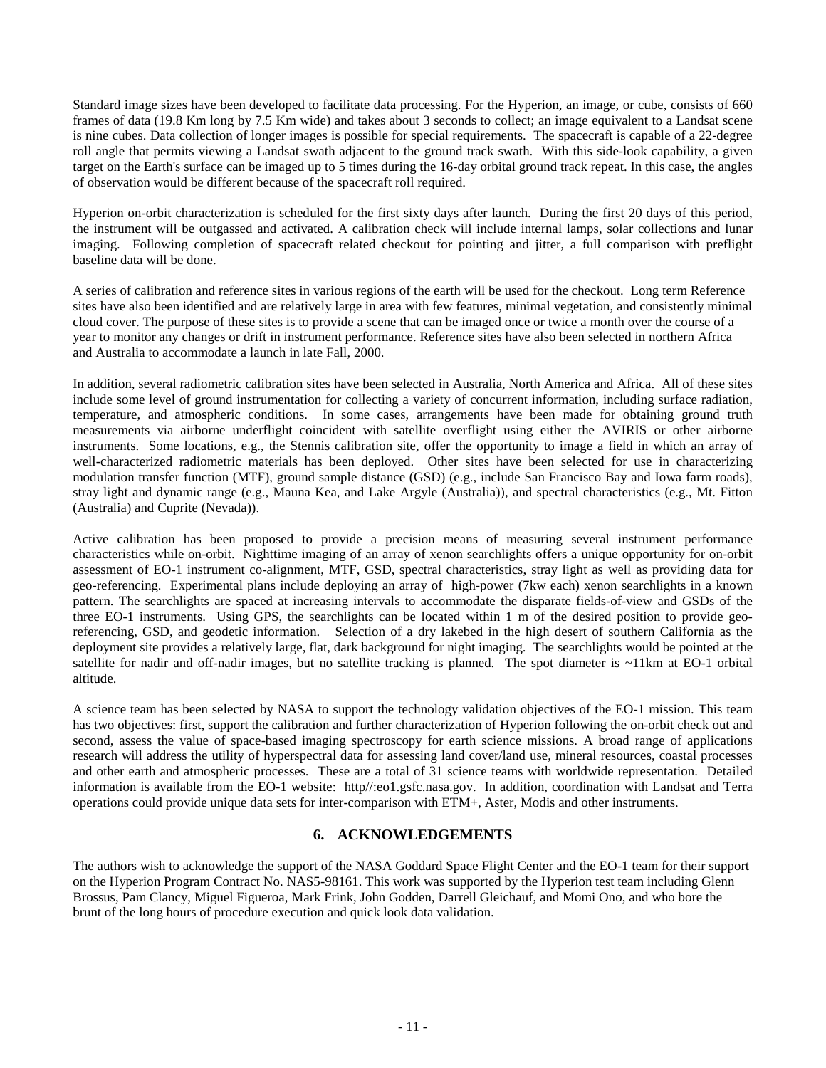Standard image sizes have been developed to facilitate data processing. For the Hyperion, an image, or cube, consists of 660 frames of data (19.8 Km long by 7.5 Km wide) and takes about 3 seconds to collect; an image equivalent to a Landsat scene is nine cubes. Data collection of longer images is possible for special requirements. The spacecraft is capable of a 22-degree roll angle that permits viewing a Landsat swath adjacent to the ground track swath. With this side-look capability, a given target on the Earth's surface can be imaged up to 5 times during the 16-day orbital ground track repeat. In this case, the angles of observation would be different because of the spacecraft roll required.

Hyperion on-orbit characterization is scheduled for the first sixty days after launch. During the first 20 days of this period, the instrument will be outgassed and activated. A calibration check will include internal lamps, solar collections and lunar imaging. Following completion of spacecraft related checkout for pointing and jitter, a full comparison with preflight baseline data will be done.

A series of calibration and reference sites in various regions of the earth will be used for the checkout. Long term Reference sites have also been identified and are relatively large in area with few features, minimal vegetation, and consistently minimal cloud cover. The purpose of these sites is to provide a scene that can be imaged once or twice a month over the course of a year to monitor any changes or drift in instrument performance. Reference sites have also been selected in northern Africa and Australia to accommodate a launch in late Fall, 2000.

In addition, several radiometric calibration sites have been selected in Australia, North America and Africa. All of these sites include some level of ground instrumentation for collecting a variety of concurrent information, including surface radiation, temperature, and atmospheric conditions. In some cases, arrangements have been made for obtaining ground truth measurements via airborne underflight coincident with satellite overflight using either the AVIRIS or other airborne instruments. Some locations, e.g., the Stennis calibration site, offer the opportunity to image a field in which an array of well-characterized radiometric materials has been deployed. Other sites have been selected for use in characterizing modulation transfer function (MTF), ground sample distance (GSD) (e.g., include San Francisco Bay and Iowa farm roads), stray light and dynamic range (e.g., Mauna Kea, and Lake Argyle (Australia)), and spectral characteristics (e.g., Mt. Fitton (Australia) and Cuprite (Nevada)).

Active calibration has been proposed to provide a precision means of measuring several instrument performance characteristics while on-orbit. Nighttime imaging of an array of xenon searchlights offers a unique opportunity for on-orbit assessment of EO-1 instrument co-alignment, MTF, GSD, spectral characteristics, stray light as well as providing data for geo-referencing. Experimental plans include deploying an array of high-power (7kw each) xenon searchlights in a known pattern. The searchlights are spaced at increasing intervals to accommodate the disparate fields-of-view and GSDs of the three EO-1 instruments. Using GPS, the searchlights can be located within 1 m of the desired position to provide geo-referencing, GSD, and geodetic information. Selection of a dry lakebed in the high desert of southern California as the deployment site provides a relatively large, flat, dark background for night imaging. The searchlights would be pointed at the satellite for nadir and off-nadir images, but no satellite tracking is planned. The spot diameter is ~11km at EO-1 orbital altitude.

A science team has been selected by NASA to support the technology validation objectives of the EO-1 mission. This team has two objectives: first, support the calibration and further characterization of Hyperion following the on-orbit check out and second, assess the value of space-based imaging spectroscopy for earth science missions. A broad range of applications research will address the utility of hyperspectral data for assessing land cover/land use, mineral resources, coastal processes and other earth and atmospheric processes. These are a total of 31 science teams with worldwide representation. Detailed information is available from the EO-1 website: http//:eo1.gsfc.nasa.gov. In addition, coordination with Landsat and Terra operations could provide unique data sets for inter-comparison with ETM+, Aster, Modis and other instruments.

## 6. ACKNOWLEDGEMENTS

The authors wish to acknowledge the support of the NASA Goddard Space Flight Center and the EO-1 team for their support on the Hyperion Program Contract No. NAS5-98161. This work was supported by the Hyperion test team including Glenn Brossus, Pam Clancy, Miguel Figueroa, Mark Frink, John Godden, Darrell Gleichauf, and Momi Ono, and who bore the brunt of the long hours of procedure execution and quick look data validation.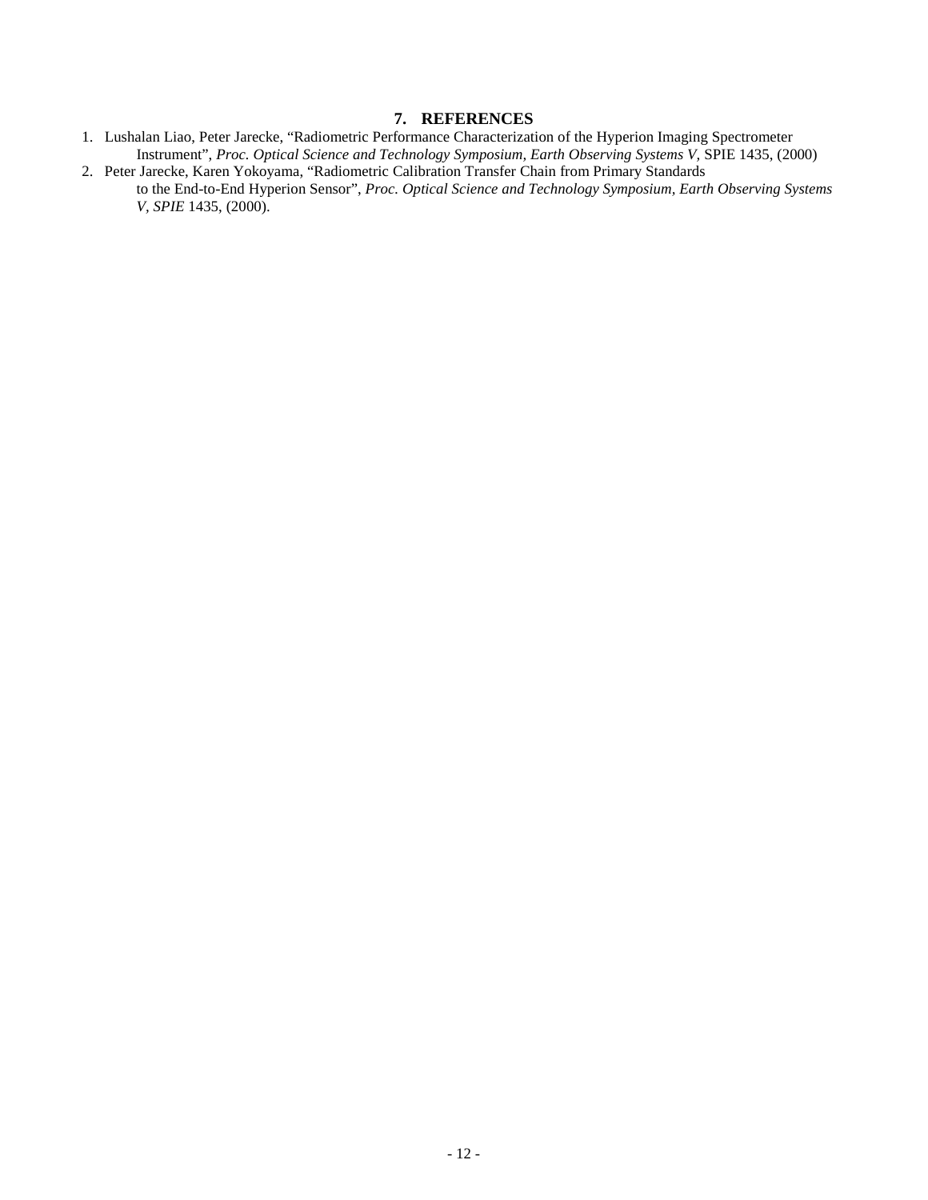## 7. REFERENCES

1. Lushalan Liao, Peter Jarecke, "Radiometric Performance Characterization of the Hyperion Imaging Spectrometer Instrument", *Proc. Optical Science and Technology Symposium, Earth Observing Systems V*, SPIE 1435, (2000)
2. Peter Jarecke, Karen Yokoyama, "Radiometric Calibration Transfer Chain from Primary Standards to the End-to-End Hyperion Sensor", *Proc. Optical Science and Technology Symposium, Earth Observing Systems V, SPIE* 1435, (2000).